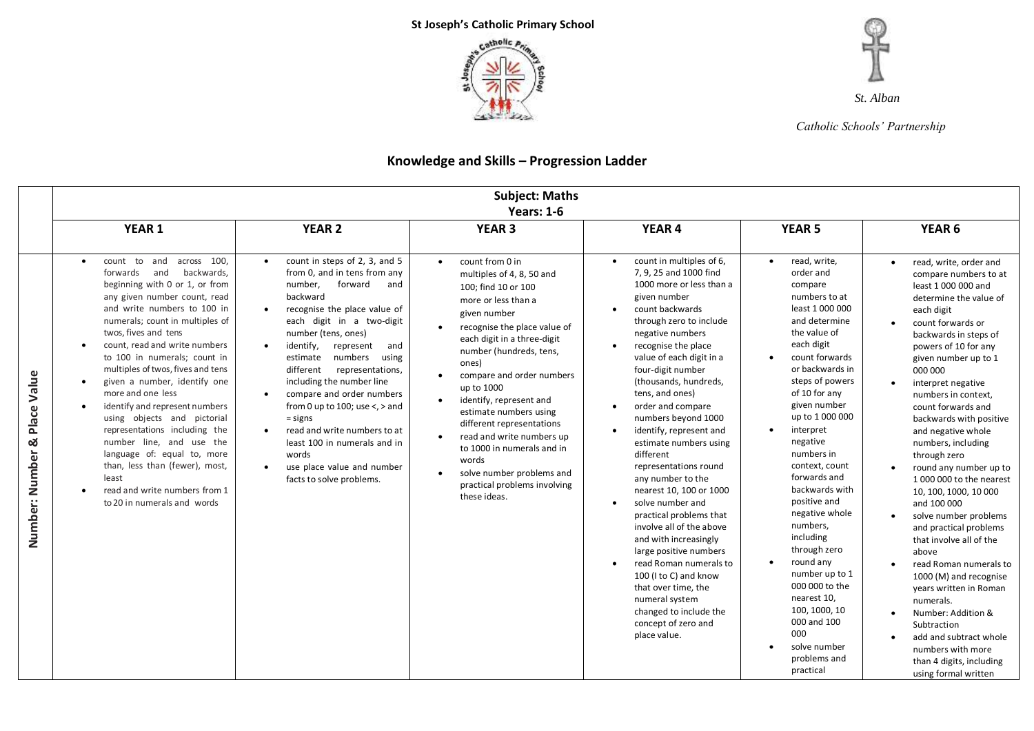**St Joseph's Catholic Primary School**

*St. Alban*

*Catholic Schools' Partnership*

## Knowledge and Skills – Progression Ladder

| | **Subject: Maths Years: 1-6** | | | | | |
|---|---|---|---|---|---|---|
| | **YEAR 1** | **YEAR 2** | **YEAR 3** | **YEAR 4** | **YEAR 5** | **YEAR 6** |
| **Number: Number & Place Value** | • count to and across 100, forwards and backwards, beginning with 0 or 1, or from any given number count, read and write numbers to 100 in numerals; count in multiples of twos, fives and tens<br>• count, read and write numbers to 100 in numerals; count in multiples of twos, fives and tens<br>• given a number, identify one more and one less<br>• identify and represent numbers using objects and pictorial representations including the number line, and use the language of: equal to, more than, less than (fewer), most, least<br>• read and write numbers from 1 to 20 in numerals and words | • count in steps of 2, 3, and 5 from 0, and in tens from any number, forward and backward<br>• recognise the place value of each digit in a two-digit number (tens, ones)<br>• identify, represent and estimate numbers using different representations, including the number line<br>• compare and order numbers from 0 up to 100; use <, > and = signs<br>• read and write numbers to at least 100 in numerals and in words<br>• use place value and number facts to solve problems. | • count from 0 in multiples of 4, 8, 50 and 100; find 10 or 100 more or less than a given number<br>• recognise the place value of each digit in a three-digit number (hundreds, tens, ones)<br>• compare and order numbers up to 1000<br>• identify, represent and estimate numbers using different representations<br>• read and write numbers up to 1000 in numerals and in words<br>• solve number problems and practical problems involving these ideas. | • count in multiples of 6, 7, 9, 25 and 1000 find 1000 more or less than a given number<br>• count backwards through zero to include negative numbers<br>• recognise the place value of each digit in a four-digit number (thousands, hundreds, tens, and ones)<br>• order and compare numbers beyond 1000<br>• identify, represent and estimate numbers using different representations round any number to the nearest 10, 100 or 1000<br>• solve number and practical problems that involve all of the above and with increasingly large positive numbers<br>• read Roman numerals to 100 (I to C) and know that over time, the numeral system changed to include the concept of zero and place value. | • read, write, order and compare numbers to at least 1 000 000 and determine the value of each digit<br>• count forwards or backwards in steps of powers of 10 for any given number up to 1 000 000<br>• interpret negative numbers in context, count forwards and backwards with positive and negative whole numbers, including through zero<br>• round any number up to 1 000 000 to the nearest 10, 100, 1000, 10 000 and 100 000<br>• solve number problems and practical | • read, write, order and compare numbers to at least 1 000 000 and determine the value of each digit<br>• count forwards or backwards in steps of powers of 10 for any given number up to 1 000 000<br>• interpret negative numbers in context, count forwards and backwards with positive and negative whole numbers, including through zero<br>• round any number up to 1 000 000 to the nearest 10, 100, 1000, 10 000 and 100 000<br>• solve number problems and practical problems that involve all of the above<br>• read Roman numerals to 1000 (M) and recognise years written in Roman numerals.<br>• Number: Addition & Subtraction<br>• add and subtract whole numbers with more than 4 digits, including using formal written |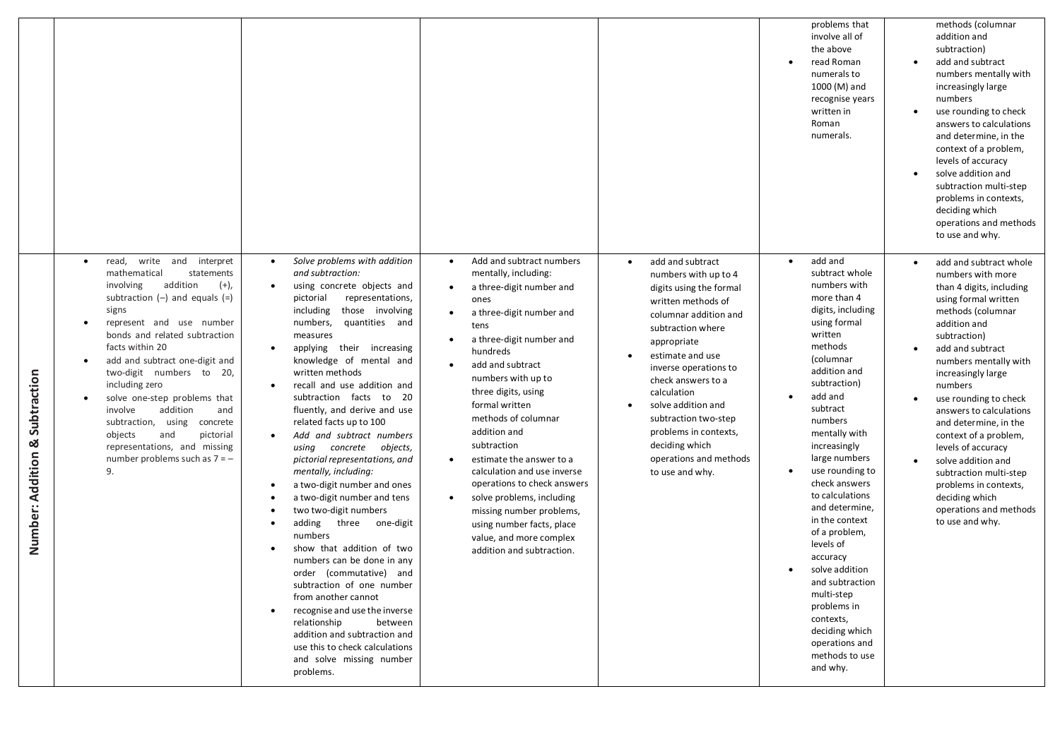| | | | | | | |
|---|---|---|---|---|---|---|
| | | | | | problems that involve all of the above<br>• read Roman numerals to 1000 (M) and recognise years written in Roman numerals. | methods (columnar addition and subtraction)<br>• add and subtract numbers mentally with increasingly large numbers<br>• use rounding to check answers to calculations and determine, in the context of a problem, levels of accuracy<br>• solve addition and subtraction multi-step problems in contexts, deciding which operations and methods to use and why. |
| **Number: Addition & Subtraction** | • read, write and interpret mathematical statements involving addition (+), subtraction (–) and equals (=) signs<br>• represent and use number bonds and related subtraction facts within 20<br>• add and subtract one-digit and two-digit numbers to 20, including zero<br>• solve one-step problems that involve addition and subtraction, using concrete objects and pictorial representations, and missing number problems such as 7 = – 9. | • *Solve problems with addition and subtraction:*<br>• using concrete objects and pictorial representations, including those involving numbers, quantities and measures<br>• applying their increasing knowledge of mental and written methods<br>• recall and use addition and subtraction facts to 20 fluently, and derive and use related facts up to 100<br>• *Add and subtract numbers using concrete objects, pictorial representations, and mentally, including:*<br>• a two-digit number and ones<br>• a two-digit number and tens<br>• two two-digit numbers<br>• adding three one-digit numbers<br>• show that addition of two numbers can be done in any order (commutative) and subtraction of one number from another cannot<br>• recognise and use the inverse relationship between addition and subtraction and use this to check calculations and solve missing number problems. | • Add and subtract numbers mentally, including:<br>• a three-digit number and ones<br>• a three-digit number and tens<br>• a three-digit number and hundreds<br>• add and subtract numbers with up to three digits, using formal written methods of columnar addition and subtraction<br>• estimate the answer to a calculation and use inverse operations to check answers<br>• solve problems, including missing number problems, using number facts, place value, and more complex addition and subtraction. | • add and subtract numbers with up to 4 digits using the formal written methods of columnar addition and subtraction where appropriate<br>• estimate and use inverse operations to check answers to a calculation<br>• solve addition and subtraction two-step problems in contexts, deciding which operations and methods to use and why. | • add and subtract whole numbers with more than 4 digits, including using formal written methods (columnar addition and subtraction)<br>• add and subtract numbers mentally with increasingly large numbers<br>• use rounding to check answers to calculations and determine, in the context of a problem, levels of accuracy<br>• solve addition and subtraction multi-step problems in contexts, deciding which operations and methods to use and why. | • add and subtract whole numbers with more than 4 digits, including using formal written methods (columnar addition and subtraction)<br>• add and subtract numbers mentally with increasingly large numbers<br>• use rounding to check answers to calculations and determine, in the context of a problem, levels of accuracy<br>• solve addition and subtraction multi-step problems in contexts, deciding which operations and methods to use and why. |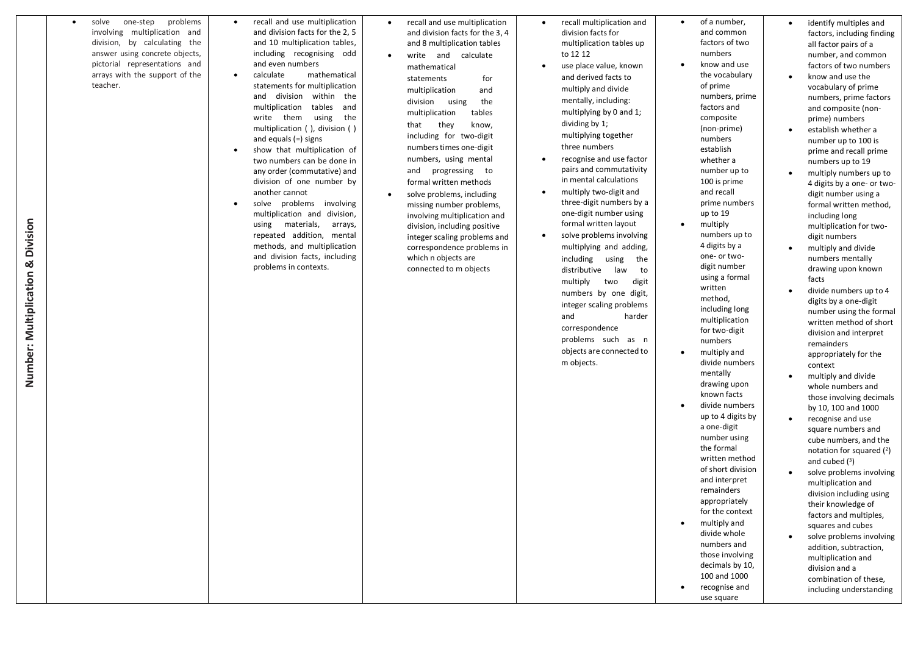| Number: Multiplication & Division | | | | | | |
|---|---|---|---|---|---|---|
| | • solve one-step problems involving multiplication and division, by calculating the answer using concrete objects, pictorial representations and arrays with the support of the teacher. | • recall and use multiplication and division facts for the 2, 5 and 10 multiplication tables, including recognising odd and even numbers<br>• calculate mathematical statements for multiplication and division within the multiplication tables and write them using the multiplication ( ), division ( ) and equals (=) signs<br>• show that multiplication of two numbers can be done in any order (commutative) and division of one number by another cannot<br>• solve problems involving multiplication and division, using materials, arrays, repeated addition, mental methods, and multiplication and division facts, including problems in contexts. | • recall and use multiplication and division facts for the 3, 4 and 8 multiplication tables<br>• write and calculate mathematical statements for multiplication and division using the multiplication tables that they know, including for two-digit numbers times one-digit numbers, using mental and progressing to formal written methods<br>• solve problems, including missing number problems, involving multiplication and division, including positive integer scaling problems and correspondence problems in which n objects are connected to m objects | • recall multiplication and division facts for multiplication tables up to 12 12<br>• use place value, known and derived facts to multiply and divide mentally, including: multiplying by 0 and 1; dividing by 1; multiplying together three numbers<br>• recognise and use factor pairs and commutativity in mental calculations<br>• multiply two-digit and three-digit numbers by a one-digit number using formal written layout<br>• solve problems involving multiplying and adding, including using the distributive law to multiply two digit numbers by one digit, integer scaling problems and harder correspondence problems such as n objects are connected to m objects. | • of a number, and common factors of two numbers<br>• know and use the vocabulary of prime numbers, prime factors and composite (non-prime) numbers establish whether a number up to 100 is prime and recall prime numbers up to 19<br>• multiply numbers up to 4 digits by a one- or two-digit number using a formal written method, including long multiplication for two-digit numbers<br>• multiply and divide numbers mentally drawing upon known facts<br>• divide numbers up to 4 digits by a one-digit number using the formal written method of short division and interpret remainders appropriately for the context<br>• multiply and divide whole numbers and those involving decimals by 10, 100 and 1000<br>• recognise and use square | • identify multiples and factors, including finding all factor pairs of a number, and common factors of two numbers<br>• know and use the vocabulary of prime numbers, prime factors and composite (non-prime) numbers<br>• establish whether a number up to 100 is prime and recall prime numbers up to 19<br>• multiply numbers up to 4 digits by a one- or two-digit number using a formal written method, including long multiplication for two-digit numbers<br>• multiply and divide numbers mentally drawing upon known facts<br>• divide numbers up to 4 digits by a one-digit number using the formal written method of short division and interpret remainders appropriately for the context<br>• multiply and divide whole numbers and those involving decimals by 10, 100 and 1000<br>• recognise and use square numbers and cube numbers, and the notation for squared ($^2$) and cubed ($^3$)<br>• solve problems involving multiplication and division including using their knowledge of factors and multiples, squares and cubes<br>• solve problems involving addition, subtraction, multiplication and division and a combination of these, including understanding |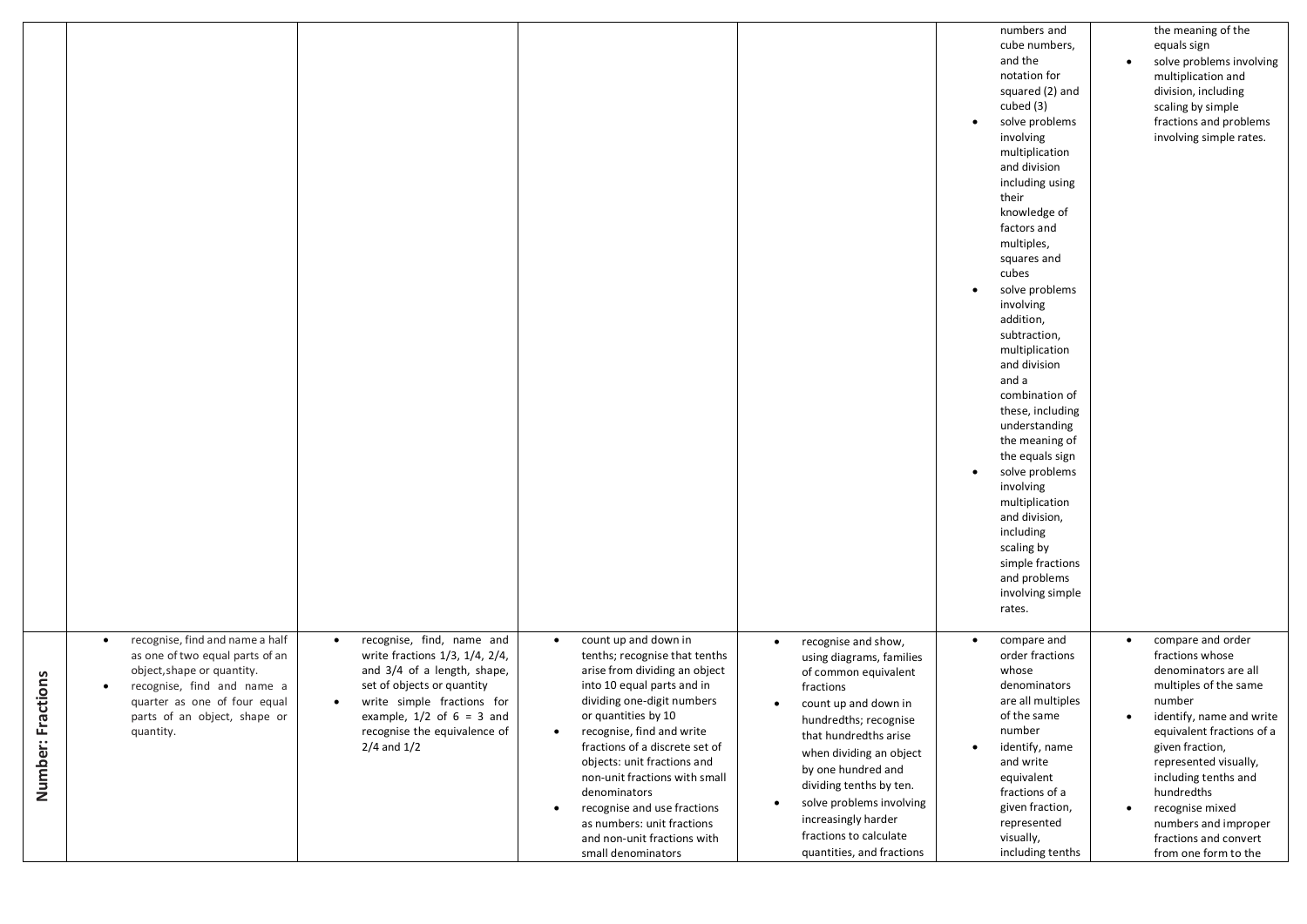| | | | | | | |
|---|---|---|---|---|---|---|
| | | | | | numbers and cube numbers, and the notation for squared (2) and cubed (3)<br>• solve problems involving multiplication and division including using their knowledge of factors and multiples, squares and cubes<br>• solve problems involving addition, subtraction, multiplication and division and a combination of these, including understanding the meaning of the equals sign<br>• solve problems involving multiplication and division, including scaling by simple fractions and problems involving simple rates. | the meaning of the equals sign<br>• solve problems involving multiplication and division, including scaling by simple fractions and problems involving simple rates. |
| **Number: Fractions** | • recognise, find and name a half as one of two equal parts of an object, shape or quantity.<br>• recognise, find and name a quarter as one of four equal parts of an object, shape or quantity. | • recognise, find, name and write fractions 1/3, 1/4, 2/4, and 3/4 of a length, shape, set of objects or quantity<br>• write simple fractions for example, 1/2 of 6 = 3 and recognise the equivalence of 2/4 and 1/2 | • count up and down in tenths; recognise that tenths arise from dividing an object into 10 equal parts and in dividing one-digit numbers or quantities by 10<br>• recognise, find and write fractions of a discrete set of objects: unit fractions and non-unit fractions with small denominators<br>• recognise and use fractions as numbers: unit fractions and non-unit fractions with small denominators | • recognise and show, using diagrams, families of common equivalent fractions<br>• count up and down in hundredths; recognise that hundredths arise when dividing an object by one hundred and dividing tenths by ten.<br>• solve problems involving increasingly harder fractions to calculate quantities, and fractions | • compare and order fractions whose denominators are all multiples of the same number<br>• identify, name and write equivalent fractions of a given fraction, represented visually, including tenths | • compare and order fractions whose denominators are all multiples of the same number<br>• identify, name and write equivalent fractions of a given fraction, represented visually, including tenths and hundredths<br>• recognise mixed numbers and improper fractions and convert from one form to the |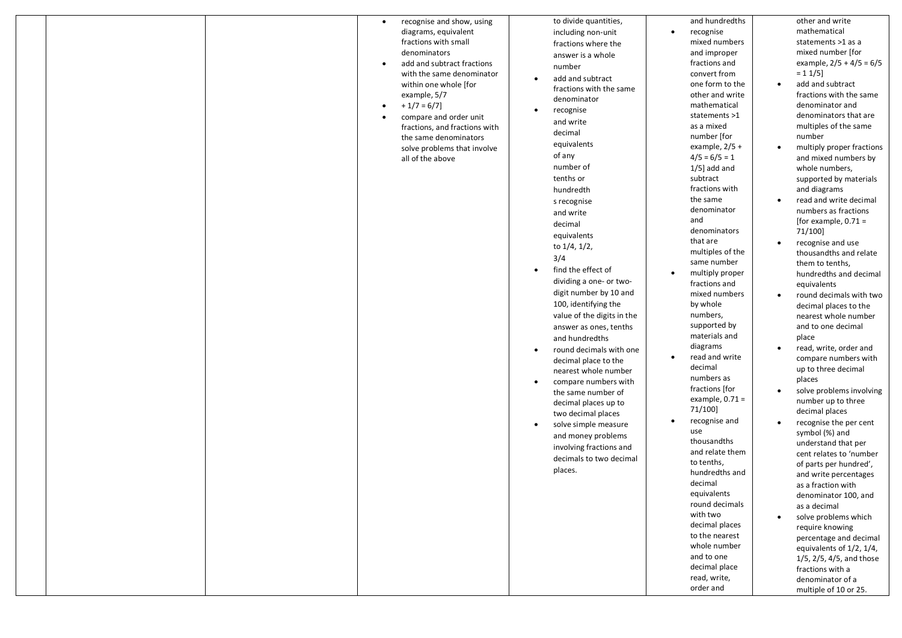|  |  |  | <ul><li>recognise and show, using diagrams, equivalent fractions with small denominators</li><li>add and subtract fractions with the same denominator within one whole [for example, 5/7</li><li>+ 1/7 = 6/7]</li><li>compare and order unit fractions, and fractions with the same denominators solve problems that involve all of the above</li></ul> | to divide quantities, including non-unit fractions where the answer is a whole number<ul><li>add and subtract fractions with the same denominator</li><li>recognise and write decimal equivalents of any number of tenths or hundredths recognise and write decimal equivalents to 1/4, 1/2, 3/4</li><li>find the effect of dividing a one- or two-digit number by 10 and 100, identifying the value of the digits in the answer as ones, tenths and hundredths</li><li>round decimals with one decimal place to the nearest whole number</li><li>compare numbers with the same number of decimal places up to two decimal places</li><li>solve simple measure and money problems involving fractions and decimals to two decimal places.</li></ul> | and hundredths<ul><li>recognise mixed numbers and improper fractions and convert from one form to the other and write mathematical statements >1 as a mixed number [for example, 2/5 + 4/5 = 6/5 = 1 1/5] add and subtract fractions with the same denominator and denominators that are multiples of the same number</li><li>multiply proper fractions and mixed numbers by whole numbers, supported by materials and diagrams</li><li>read and write decimal numbers as fractions [for example, 0.71 = 71/100]</li><li>recognise and use thousandths and relate them to tenths, hundredths and decimal equivalents round decimals with two decimal places to the nearest whole number and to one decimal place read, write, order and</li></ul> | other and write mathematical statements >1 as a mixed number [for example, 2/5 + 4/5 = 6/5 = 1 1/5]<ul><li>add and subtract fractions with the same denominator and denominators that are multiples of the same number</li><li>multiply proper fractions and mixed numbers by whole numbers, supported by materials and diagrams</li><li>read and write decimal numbers as fractions [for example, 0.71 = 71/100]</li><li>recognise and use thousandths and relate them to tenths, hundredths and decimal equivalents</li><li>round decimals with two decimal places to the nearest whole number and to one decimal place</li><li>read, write, order and compare numbers with up to three decimal places</li><li>solve problems involving number up to three decimal places</li><li>recognise the per cent symbol (%) and understand that per cent relates to 'number of parts per hundred', and write percentages as a fraction with denominator 100, and as a decimal</li><li>solve problems which require knowing percentage and decimal equivalents of 1/2, 1/4, 1/5, 2/5, 4/5, and those fractions with a denominator of a multiple of 10 or 25.</li></ul> |
|---|---|---|---|---|---|---|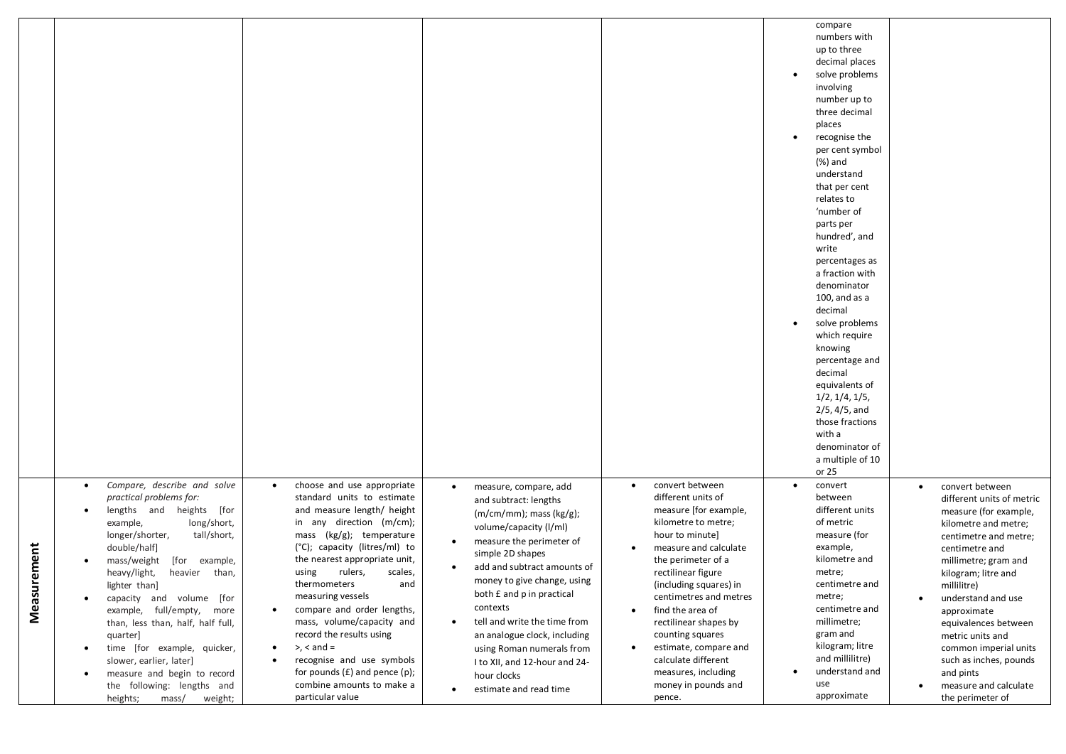| | | | | | | |
|---|---|---|---|---|---|---|
| | | | | | • compare numbers with up to three decimal places<br>• solve problems involving number up to three decimal places<br>• recognise the per cent symbol (%) and understand that per cent relates to 'number of parts per hundred', and write percentages as a fraction with denominator 100, and as a decimal<br>• solve problems which require knowing percentage and decimal equivalents of 1/2, 1/4, 1/5, 2/5, 4/5, and those fractions with a denominator of a multiple of 10 or 25 | |
| **Measurement** | • *Compare, describe and solve practical problems for:*<br>• lengths and heights [for example, long/short, longer/shorter, tall/short, double/half]<br>• mass/weight [for example, heavy/light, heavier than, lighter than]<br>• capacity and volume [for example, full/empty, more than, less than, half, half full, quarter]<br>• time [for example, quicker, slower, earlier, later]<br>• measure and begin to record the following: lengths and heights; mass/ weight; | • choose and use appropriate standard units to estimate and measure length/ height in any direction (m/cm); mass (kg/g); temperature (°C); capacity (litres/ml) to the nearest appropriate unit, using rulers, scales, thermometers and measuring vessels<br>• compare and order lengths, mass, volume/capacity and record the results using<br>• >, < and =<br>• recognise and use symbols for pounds (£) and pence (p); combine amounts to make a particular value | • measure, compare, add and subtract: lengths (m/cm/mm); mass (kg/g); volume/capacity (l/ml)<br>• measure the perimeter of simple 2D shapes<br>• add and subtract amounts of money to give change, using both £ and p in practical contexts<br>• tell and write the time from an analogue clock, including using Roman numerals from I to XII, and 12-hour and 24-hour clocks<br>• estimate and read time | • convert between different units of measure [for example, kilometre to metre; hour to minute]<br>• measure and calculate the perimeter of a rectilinear figure (including squares) in centimetres and metres<br>• find the area of rectilinear shapes by counting squares<br>• estimate, compare and calculate different measures, including money in pounds and pence. | • convert between different units of metric measure (for example, kilometre and metre; centimetre and metre; centimetre and millimetre; gram and kilogram; litre and millilitre)<br>• understand and use approximate | • convert between different units of metric measure (for example, kilometre and metre; centimetre and metre; centimetre and millimetre; gram and kilogram; litre and millilitre)<br>• understand and use approximate equivalences between metric units and common imperial units such as inches, pounds and pints<br>• measure and calculate the perimeter of |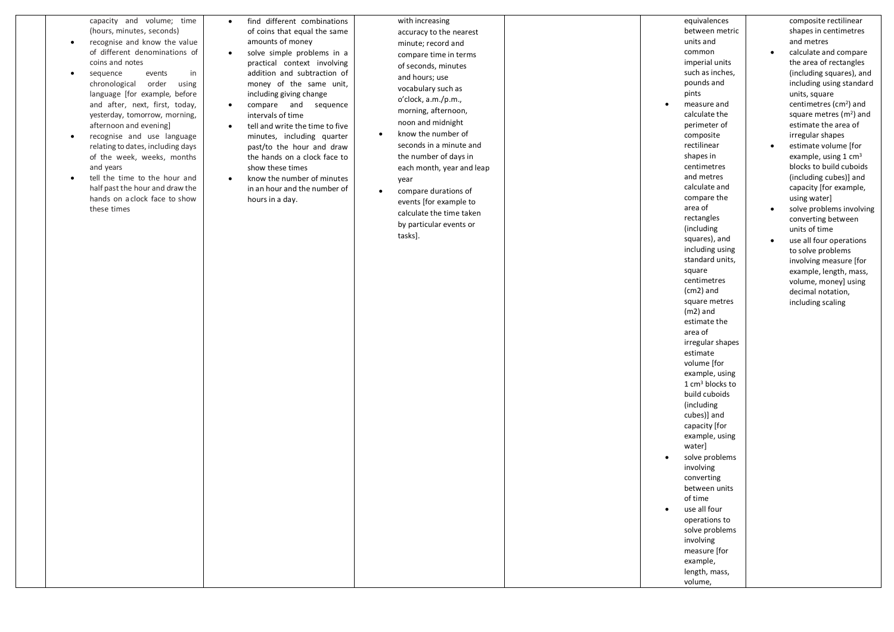| | | | | | | |
|---|---|---|---|---|---|---|
| | capacity and volume; time (hours, minutes, seconds)<br>• recognise and know the value of different denominations of coins and notes<br>• sequence events in chronological order using language [for example, before and after, next, first, today, yesterday, tomorrow, morning, afternoon and evening]<br>• recognise and use language relating to dates, including days of the week, weeks, months and years<br>• tell the time to the hour and half past the hour and draw the hands on a clock face to show these times | • find different combinations of coins that equal the same amounts of money<br>• solve simple problems in a practical context involving addition and subtraction of money of the same unit, including giving change<br>• compare and sequence intervals of time<br>• tell and write the time to five minutes, including quarter past/to the hour and draw the hands on a clock face to show these times<br>• know the number of minutes in an hour and the number of hours in a day. | with increasing accuracy to the nearest minute; record and compare time in terms of seconds, minutes and hours; use vocabulary such as o'clock, a.m./p.m., morning, afternoon, noon and midnight<br>• know the number of seconds in a minute and the number of days in each month, year and leap year<br>• compare durations of events [for example to calculate the time taken by particular events or tasks]. | | equivalences between metric units and common imperial units such as inches, pounds and pints<br>• measure and calculate the perimeter of composite rectilinear shapes in centimetres and metres calculate and compare the area of rectangles (including squares), and including using standard units, square centimetres (cm2) and square metres (m2) and estimate the area of irregular shapes estimate volume [for example, using 1 $cm^3$ blocks to build cuboids (including cubes)] and capacity [for example, using water]<br>• solve problems involving converting between units of time<br>• use all four operations to solve problems involving measure [for example, length, mass, volume, | composite rectilinear shapes in centimetres and metres<br>• calculate and compare the area of rectangles (including squares), and including using standard units, square centimetres ($cm^2$) and square metres ($m^2$) and estimate the area of irregular shapes<br>• estimate volume [for example, using 1 $cm^3$ blocks to build cuboids (including cubes)] and capacity [for example, using water]<br>• solve problems involving converting between units of time<br>• use all four operations to solve problems involving measure [for example, length, mass, volume, money] using decimal notation, including scaling |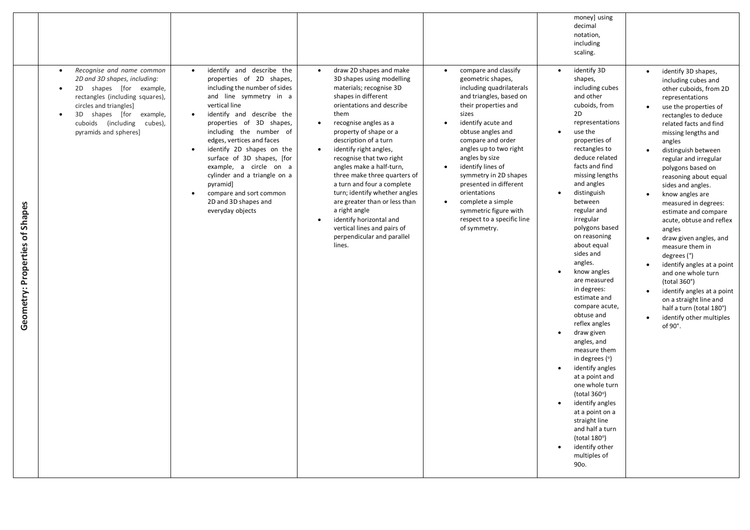| | | | | | | |
|---|---|---|---|---|---|---|
| | | | | | money] using decimal notation, including scaling. | |
| Geometry: Properties of Shapes | • *Recognise and name common 2D and 3D shapes, including:*<br>• 2D shapes [for example, rectangles (including squares), circles and triangles]<br>• 3D shapes [for example, cuboids (including cubes), pyramids and spheres] | • identify and describe the properties of 2D shapes, including the number of sides and line symmetry in a vertical line<br>• identify and describe the properties of 3D shapes, including the number of edges, vertices and faces<br>• identify 2D shapes on the surface of 3D shapes, [for example, a circle on a cylinder and a triangle on a pyramid]<br>• compare and sort common 2D and 3D shapes and everyday objects | • draw 2D shapes and make 3D shapes using modelling materials; recognise 3D shapes in different orientations and describe them<br>• recognise angles as a property of shape or a description of a turn<br>• identify right angles, recognise that two right angles make a half-turn, three make three quarters of a turn and four a complete turn; identify whether angles are greater than or less than a right angle<br>• identify horizontal and vertical lines and pairs of perpendicular and parallel lines. | • compare and classify geometric shapes, including quadrilaterals and triangles, based on their properties and sizes<br>• identify acute and obtuse angles and compare and order angles up to two right angles by size<br>• identify lines of symmetry in 2D shapes presented in different orientations<br>• complete a simple symmetric figure with respect to a specific line of symmetry. | • identify 3D shapes, including cubes and other cuboids, from 2D representations<br>• use the properties of rectangles to deduce related facts and find missing lengths and angles<br>• distinguish between regular and irregular polygons based on reasoning about equal sides and angles.<br>• know angles are measured in degrees: estimate and compare acute, obtuse and reflex angles<br>• draw given angles, and measure them in degrees (°)<br>• identify angles at a point and one whole turn (total 360°)<br>• identify angles at a point on a straight line and half a turn (total 180°)<br>• identify other multiples of 90o. | • identify 3D shapes, including cubes and other cuboids, from 2D representations<br>• use the properties of rectangles to deduce related facts and find missing lengths and angles<br>• distinguish between regular and irregular polygons based on reasoning about equal sides and angles.<br>• know angles are measured in degrees: estimate and compare acute, obtuse and reflex angles<br>• draw given angles, and measure them in degrees (°)<br>• identify angles at a point and one whole turn (total 360°)<br>• identify angles at a point on a straight line and half a turn (total 180°)<br>• identify other multiples of 90°. |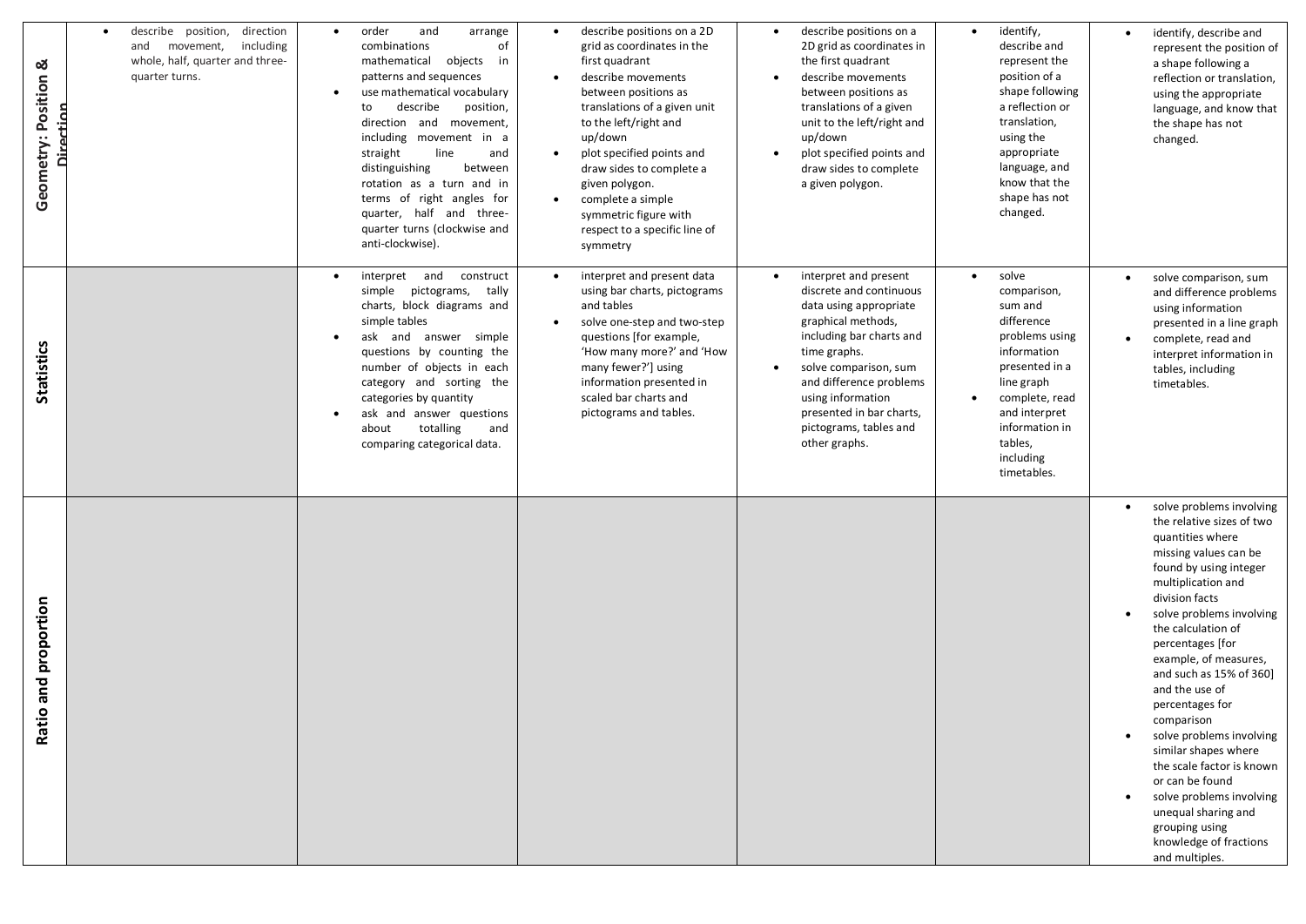| | | | | | | |
|---|---|---|---|---|---|---|
| **Geometry: Position & Direction** | • describe position, direction and movement, including whole, half, quarter and three-quarter turns. | • order and arrange combinations of mathematical objects in patterns and sequences<br>• use mathematical vocabulary to describe position, direction and movement, including movement in a straight line and distinguishing between rotation as a turn and in terms of right angles for quarter, half and three-quarter turns (clockwise and anti-clockwise). | • describe positions on a 2D grid as coordinates in the first quadrant<br>• describe movements between positions as translations of a given unit to the left/right and up/down<br>• plot specified points and draw sides to complete a given polygon.<br>• complete a simple symmetric figure with respect to a specific line of symmetry | • describe positions on a 2D grid as coordinates in the first quadrant<br>• describe movements between positions as translations of a given unit to the left/right and up/down<br>• plot specified points and draw sides to complete a given polygon. | • identify, describe and represent the position of a shape following a reflection or translation, using the appropriate language, and know that the shape has not changed. | • identify, describe and represent the position of a shape following a reflection or translation, using the appropriate language, and know that the shape has not changed. |
| **Statistics** | | • interpret and construct simple pictograms, tally charts, block diagrams and simple tables<br>• ask and answer simple questions by counting the number of objects in each category and sorting the categories by quantity<br>• ask and answer questions about totalling and comparing categorical data. | • interpret and present data using bar charts, pictograms and tables<br>• solve one-step and two-step questions [for example, 'How many more?' and 'How many fewer?'] using information presented in scaled bar charts and pictograms and tables. | • interpret and present discrete and continuous data using appropriate graphical methods, including bar charts and time graphs.<br>• solve comparison, sum and difference problems using information presented in bar charts, pictograms, tables and other graphs. | • solve comparison, sum and difference problems using information presented in a line graph<br>• complete, read and interpret information in tables, including timetables. | • solve comparison, sum and difference problems using information presented in a line graph<br>• complete, read and interpret information in tables, including timetables. |
| **Ratio and proportion** | | | | | | • solve problems involving the relative sizes of two quantities where missing values can be found by using integer multiplication and division facts<br>• solve problems involving the calculation of percentages [for example, of measures, and such as 15% of 360] and the use of percentages for comparison<br>• solve problems involving similar shapes where the scale factor is known or can be found<br>• solve problems involving unequal sharing and grouping using knowledge of fractions and multiples. |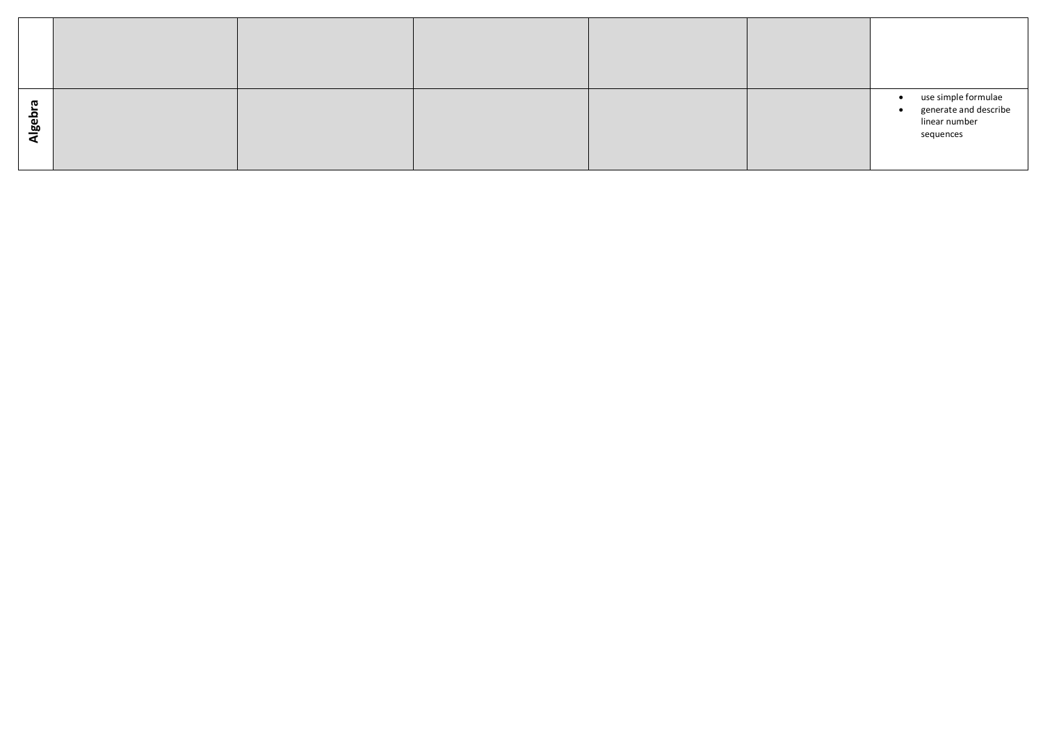| | | | | | | |
|---|---|---|---|---|---|---|
| | | | | | | |
| **Algebra** | | | | | | • use simple formulae<br>• generate and describe linear number sequences |